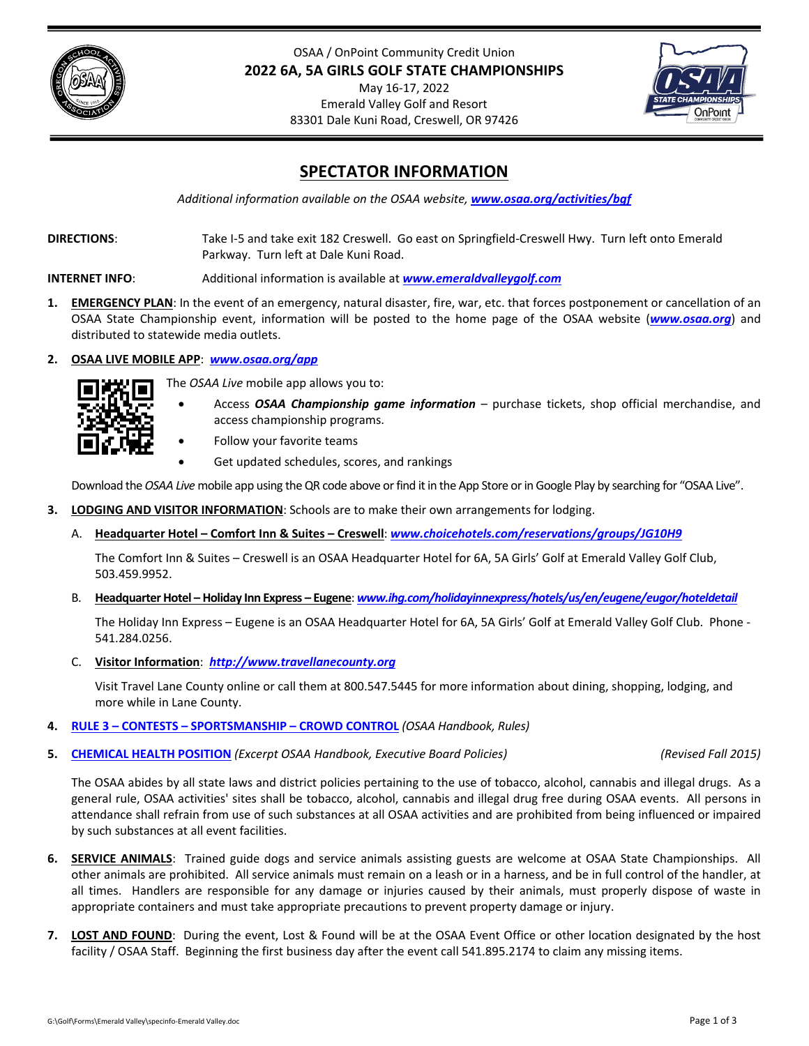OSAA / OnPoint Community Credit Union

**2022 6A, 5A GIRLS GOLF STATE CHAMPIONSHIPS**

May 16-17, 2022
Emerald Valley Golf and Resort
83301 Dale Kuni Road, Creswell, OR 97426

# SPECTATOR INFORMATION

*Additional information available on the OSAA website, **www.osaa.org/activities/bgf***

**DIRECTIONS**: Take I-5 and take exit 182 Creswell. Go east on Springfield-Creswell Hwy. Turn left onto Emerald Parkway. Turn left at Dale Kuni Road.

**INTERNET INFO**: Additional information is available at ***www.emeraldvalleygolf.com***

1. **EMERGENCY PLAN**: In the event of an emergency, natural disaster, fire, war, etc. that forces postponement or cancellation of an OSAA State Championship event, information will be posted to the home page of the OSAA website (***www.osaa.org***) and distributed to statewide media outlets.

2. **OSAA LIVE MOBILE APP**: ***www.osaa.org/app***

   The *OSAA Live* mobile app allows you to:
   - Access ***OSAA Championship game information*** – purchase tickets, shop official merchandise, and access championship programs.
   - Follow your favorite teams
   - Get updated schedules, scores, and rankings

   Download the *OSAA Live* mobile app using the QR code above or find it in the App Store or in Google Play by searching for "OSAA Live".

3. **LODGING AND VISITOR INFORMATION**: Schools are to make their own arrangements for lodging.

   A. **Headquarter Hotel – Comfort Inn & Suites – Creswell**: ***www.choicehotels.com/reservations/groups/JG10H9***

   The Comfort Inn & Suites – Creswell is an OSAA Headquarter Hotel for 6A, 5A Girls' Golf at Emerald Valley Golf Club, 503.459.9952.

   B. **Headquarter Hotel – Holiday Inn Express – Eugene**: ***www.ihg.com/holidayinnexpress/hotels/us/en/eugene/eugor/hoteldetail***

   The Holiday Inn Express – Eugene is an OSAA Headquarter Hotel for 6A, 5A Girls' Golf at Emerald Valley Golf Club. Phone - 541.284.0256.

   C. **Visitor Information**: ***http://www.travellanecounty.org***

   Visit Travel Lane County online or call them at 800.547.5445 for more information about dining, shopping, lodging, and more while in Lane County.

4. **RULE 3 – CONTESTS – SPORTSMANSHIP – CROWD CONTROL** *(OSAA Handbook, Rules)*

5. **CHEMICAL HEALTH POSITION** *(Excerpt OSAA Handbook, Executive Board Policies)* *(Revised Fall 2015)*

   The OSAA abides by all state laws and district policies pertaining to the use of tobacco, alcohol, cannabis and illegal drugs. As a general rule, OSAA activities' sites shall be tobacco, alcohol, cannabis and illegal drug free during OSAA events. All persons in attendance shall refrain from use of such substances at all OSAA activities and are prohibited from being influenced or impaired by such substances at all event facilities.

6. **SERVICE ANIMALS**: Trained guide dogs and service animals assisting guests are welcome at OSAA State Championships. All other animals are prohibited. All service animals must remain on a leash or in a harness, and be in full control of the handler, at all times. Handlers are responsible for any damage or injuries caused by their animals, must properly dispose of waste in appropriate containers and must take appropriate precautions to prevent property damage or injury.

7. **LOST AND FOUND**: During the event, Lost & Found will be at the OSAA Event Office or other location designated by the host facility / OSAA Staff. Beginning the first business day after the event call 541.895.2174 to claim any missing items.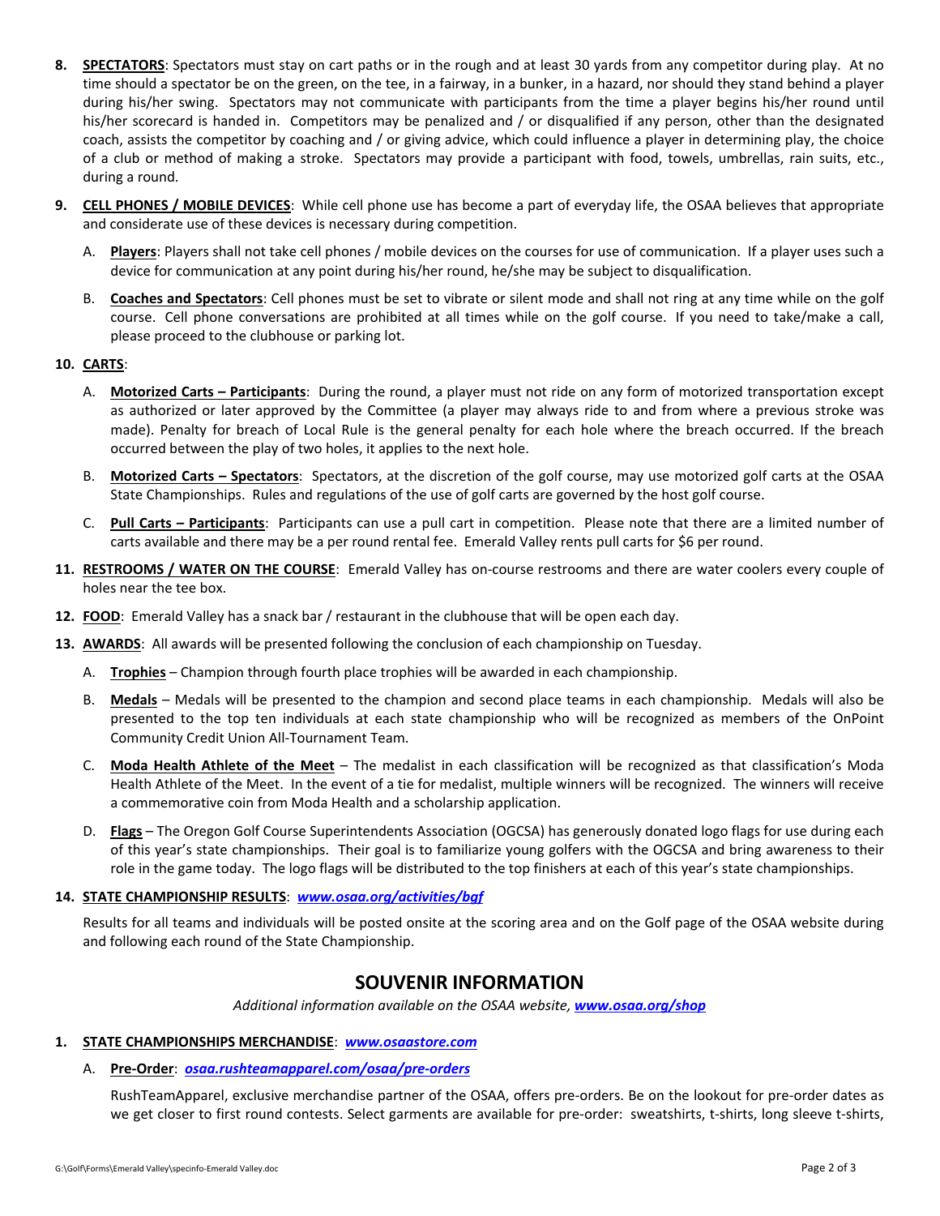8. **SPECTATORS**: Spectators must stay on cart paths or in the rough and at least 30 yards from any competitor during play. At no time should a spectator be on the green, on the tee, in a fairway, in a bunker, in a hazard, nor should they stand behind a player during his/her swing. Spectators may not communicate with participants from the time a player begins his/her round until his/her scorecard is handed in. Competitors may be penalized and / or disqualified if any person, other than the designated coach, assists the competitor by coaching and / or giving advice, which could influence a player in determining play, the choice of a club or method of making a stroke. Spectators may provide a participant with food, towels, umbrellas, rain suits, etc., during a round.

9. **CELL PHONES / MOBILE DEVICES**: While cell phone use has become a part of everyday life, the OSAA believes that appropriate and considerate use of these devices is necessary during competition.

   A. **Players**: Players shall not take cell phones / mobile devices on the courses for use of communication. If a player uses such a device for communication at any point during his/her round, he/she may be subject to disqualification.

   B. **Coaches and Spectators**: Cell phones must be set to vibrate or silent mode and shall not ring at any time while on the golf course. Cell phone conversations are prohibited at all times while on the golf course. If you need to take/make a call, please proceed to the clubhouse or parking lot.

10. **CARTS**:

    A. **Motorized Carts – Participants**: During the round, a player must not ride on any form of motorized transportation except as authorized or later approved by the Committee (a player may always ride to and from where a previous stroke was made). Penalty for breach of Local Rule is the general penalty for each hole where the breach occurred. If the breach occurred between the play of two holes, it applies to the next hole.

    B. **Motorized Carts – Spectators**: Spectators, at the discretion of the golf course, may use motorized golf carts at the OSAA State Championships. Rules and regulations of the use of golf carts are governed by the host golf course.

    C. **Pull Carts – Participants**: Participants can use a pull cart in competition. Please note that there are a limited number of carts available and there may be a per round rental fee. Emerald Valley rents pull carts for $6 per round.

11. **RESTROOMS / WATER ON THE COURSE**: Emerald Valley has on-course restrooms and there are water coolers every couple of holes near the tee box.

12. **FOOD**: Emerald Valley has a snack bar / restaurant in the clubhouse that will be open each day.

13. **AWARDS**: All awards will be presented following the conclusion of each championship on Tuesday.

    A. **Trophies** – Champion through fourth place trophies will be awarded in each championship.

    B. **Medals** – Medals will be presented to the champion and second place teams in each championship. Medals will also be presented to the top ten individuals at each state championship who will be recognized as members of the OnPoint Community Credit Union All-Tournament Team.

    C. **Moda Health Athlete of the Meet** – The medalist in each classification will be recognized as that classification's Moda Health Athlete of the Meet. In the event of a tie for medalist, multiple winners will be recognized. The winners will receive a commemorative coin from Moda Health and a scholarship application.

    D. **Flags** – The Oregon Golf Course Superintendents Association (OGCSA) has generously donated logo flags for use during each of this year's state championships. Their goal is to familiarize young golfers with the OGCSA and bring awareness to their role in the game today. The logo flags will be distributed to the top finishers at each of this year's state championships.

14. **STATE CHAMPIONSHIP RESULTS**: ***www.osaa.org/activities/bgf***

    Results for all teams and individuals will be posted onsite at the scoring area and on the Golf page of the OSAA website during and following each round of the State Championship.

## SOUVENIR INFORMATION

*Additional information available on the OSAA website, **www.osaa.org/shop***

1. **STATE CHAMPIONSHIPS MERCHANDISE**: ***www.osaastore.com***

   A. **Pre-Order**: ***osaa.rushteamapparel.com/osaa/pre-orders***

   RushTeamApparel, exclusive merchandise partner of the OSAA, offers pre-orders. Be on the lookout for pre-order dates as we get closer to first round contests. Select garments are available for pre-order: sweatshirts, t-shirts, long sleeve t-shirts,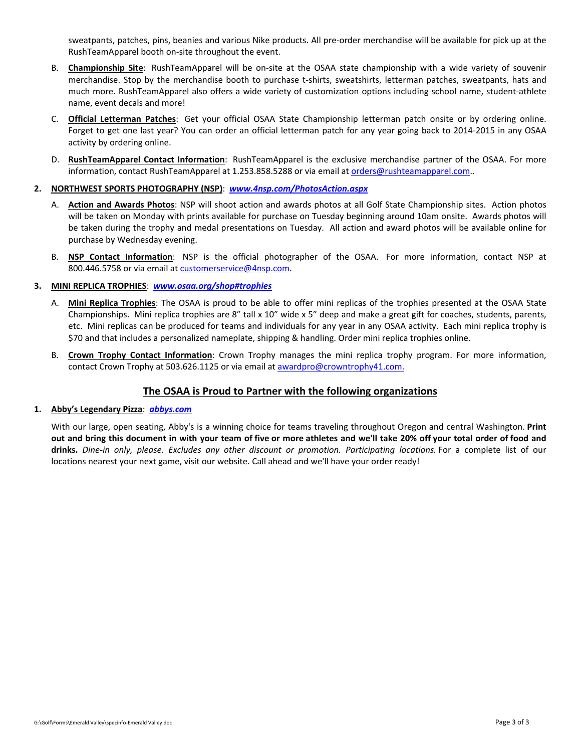sweatpants, patches, pins, beanies and various Nike products. All pre-order merchandise will be available for pick up at the RushTeamApparel booth on-site throughout the event.

B. **Championship Site**: RushTeamApparel will be on-site at the OSAA state championship with a wide variety of souvenir merchandise. Stop by the merchandise booth to purchase t-shirts, sweatshirts, letterman patches, sweatpants, hats and much more. RushTeamApparel also offers a wide variety of customization options including school name, student-athlete name, event decals and more!

C. **Official Letterman Patches**: Get your official OSAA State Championship letterman patch onsite or by ordering online. Forget to get one last year? You can order an official letterman patch for any year going back to 2014-2015 in any OSAA activity by ordering online.

D. **RushTeamApparel Contact Information**: RushTeamApparel is the exclusive merchandise partner of the OSAA. For more information, contact RushTeamApparel at 1.253.858.5288 or via email at orders@rushteamapparel.com..

**2. NORTHWEST SPORTS PHOTOGRAPHY (NSP)**: ***www.4nsp.com/PhotosAction.aspx***

A. **Action and Awards Photos**: NSP will shoot action and awards photos at all Golf State Championship sites. Action photos will be taken on Monday with prints available for purchase on Tuesday beginning around 10am onsite. Awards photos will be taken during the trophy and medal presentations on Tuesday. All action and award photos will be available online for purchase by Wednesday evening.

B. **NSP Contact Information**: NSP is the official photographer of the OSAA. For more information, contact NSP at 800.446.5758 or via email at customerservice@4nsp.com.

**3. MINI REPLICA TROPHIES**: ***www.osaa.org/shop#trophies***

A. **Mini Replica Trophies**: The OSAA is proud to be able to offer mini replicas of the trophies presented at the OSAA State Championships. Mini replica trophies are 8" tall x 10" wide x 5" deep and make a great gift for coaches, students, parents, etc. Mini replicas can be produced for teams and individuals for any year in any OSAA activity. Each mini replica trophy is $70 and that includes a personalized nameplate, shipping & handling. Order mini replica trophies online.

B. **Crown Trophy Contact Information**: Crown Trophy manages the mini replica trophy program. For more information, contact Crown Trophy at 503.626.1125 or via email at awardpro@crowntrophy41.com.

## The OSAA is Proud to Partner with the following organizations

**1. Abby's Legendary Pizza**: ***abbys.com***

With our large, open seating, Abby's is a winning choice for teams traveling throughout Oregon and central Washington. **Print out and bring this document in with your team of five or more athletes and we'll take 20% off your total order of food and drinks.** *Dine-in only, please. Excludes any other discount or promotion. Participating locations.* For a complete list of our locations nearest your next game, visit our website. Call ahead and we'll have your order ready!

G:\Golf\Forms\Emerald Valley\specinfo-Emerald Valley.doc